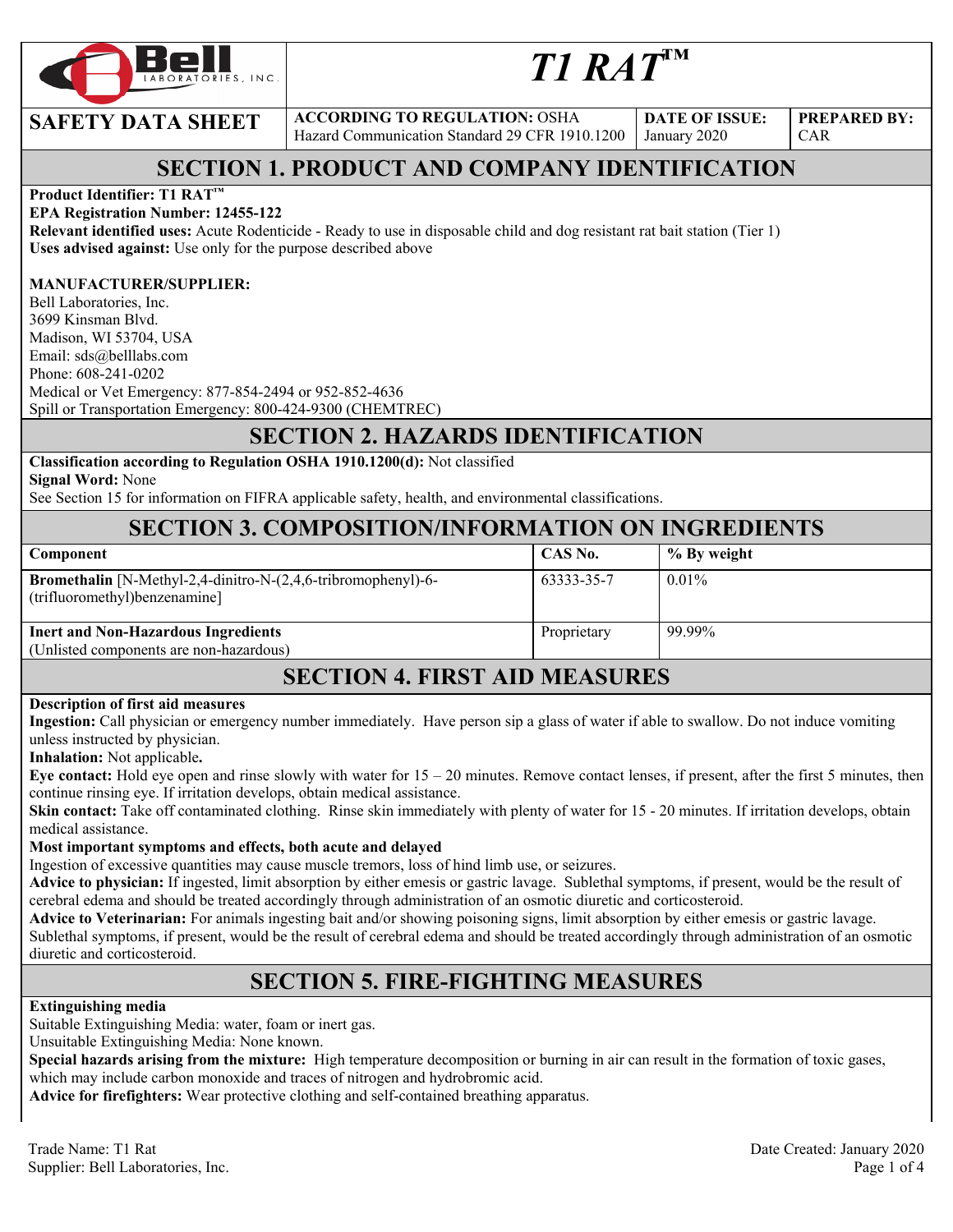# T1 RAT™

| SAFETY DATA SHEET | ACCORDING TO REGULATION: OSHA Hazard Communication Standard 29 CFR 1910.1200 | DATE OF ISSUE: January 2020 | PREPARED BY: CAR |
|---|---|---|---|

## SECTION 1. PRODUCT AND COMPANY IDENTIFICATION

**Product Identifier: T1 RAT™**
**EPA Registration Number: 12455-122**
**Relevant identified uses:** Acute Rodenticide - Ready to use in disposable child and dog resistant rat bait station (Tier 1)
**Uses advised against:** Use only for the purpose described above

**MANUFACTURER/SUPPLIER:**
Bell Laboratories, Inc.
3699 Kinsman Blvd.
Madison, WI 53704, USA
Email: sds@belllabs.com
Phone: 608-241-0202
Medical or Vet Emergency: 877-854-2494 or 952-852-4636
Spill or Transportation Emergency: 800-424-9300 (CHEMTREC)

## SECTION 2. HAZARDS IDENTIFICATION

**Classification according to Regulation OSHA 1910.1200(d):** Not classified
**Signal Word:** None
See Section 15 for information on FIFRA applicable safety, health, and environmental classifications.

## SECTION 3. COMPOSITION/INFORMATION ON INGREDIENTS

| Component | CAS No. | % By weight |
|---|---|---|
| **Bromethalin** [N-Methyl-2,4-dinitro-N-(2,4,6-tribromophenyl)-6-(trifluoromethyl)benzenamine] | 63333-35-7 | 0.01% |
| **Inert and Non-Hazardous Ingredients** (Unlisted components are non-hazardous) | Proprietary | 99.99% |

## SECTION 4. FIRST AID MEASURES

**Description of first aid measures**
**Ingestion:** Call physician or emergency number immediately. Have person sip a glass of water if able to swallow. Do not induce vomiting unless instructed by physician.
**Inhalation:** Not applicable**.**
**Eye contact:** Hold eye open and rinse slowly with water for 15 – 20 minutes. Remove contact lenses, if present, after the first 5 minutes, then continue rinsing eye. If irritation develops, obtain medical assistance.
**Skin contact:** Take off contaminated clothing. Rinse skin immediately with plenty of water for 15 - 20 minutes. If irritation develops, obtain medical assistance.
**Most important symptoms and effects, both acute and delayed**
Ingestion of excessive quantities may cause muscle tremors, loss of hind limb use, or seizures.
**Advice to physician:** If ingested, limit absorption by either emesis or gastric lavage. Sublethal symptoms, if present, would be the result of cerebral edema and should be treated accordingly through administration of an osmotic diuretic and corticosteroid.
**Advice to Veterinarian:** For animals ingesting bait and/or showing poisoning signs, limit absorption by either emesis or gastric lavage. Sublethal symptoms, if present, would be the result of cerebral edema and should be treated accordingly through administration of an osmotic diuretic and corticosteroid.

## SECTION 5. FIRE-FIGHTING MEASURES

**Extinguishing media**
Suitable Extinguishing Media: water, foam or inert gas.
Unsuitable Extinguishing Media: None known.
**Special hazards arising from the mixture:** High temperature decomposition or burning in air can result in the formation of toxic gases, which may include carbon monoxide and traces of nitrogen and hydrobromic acid.
**Advice for firefighters:** Wear protective clothing and self-contained breathing apparatus.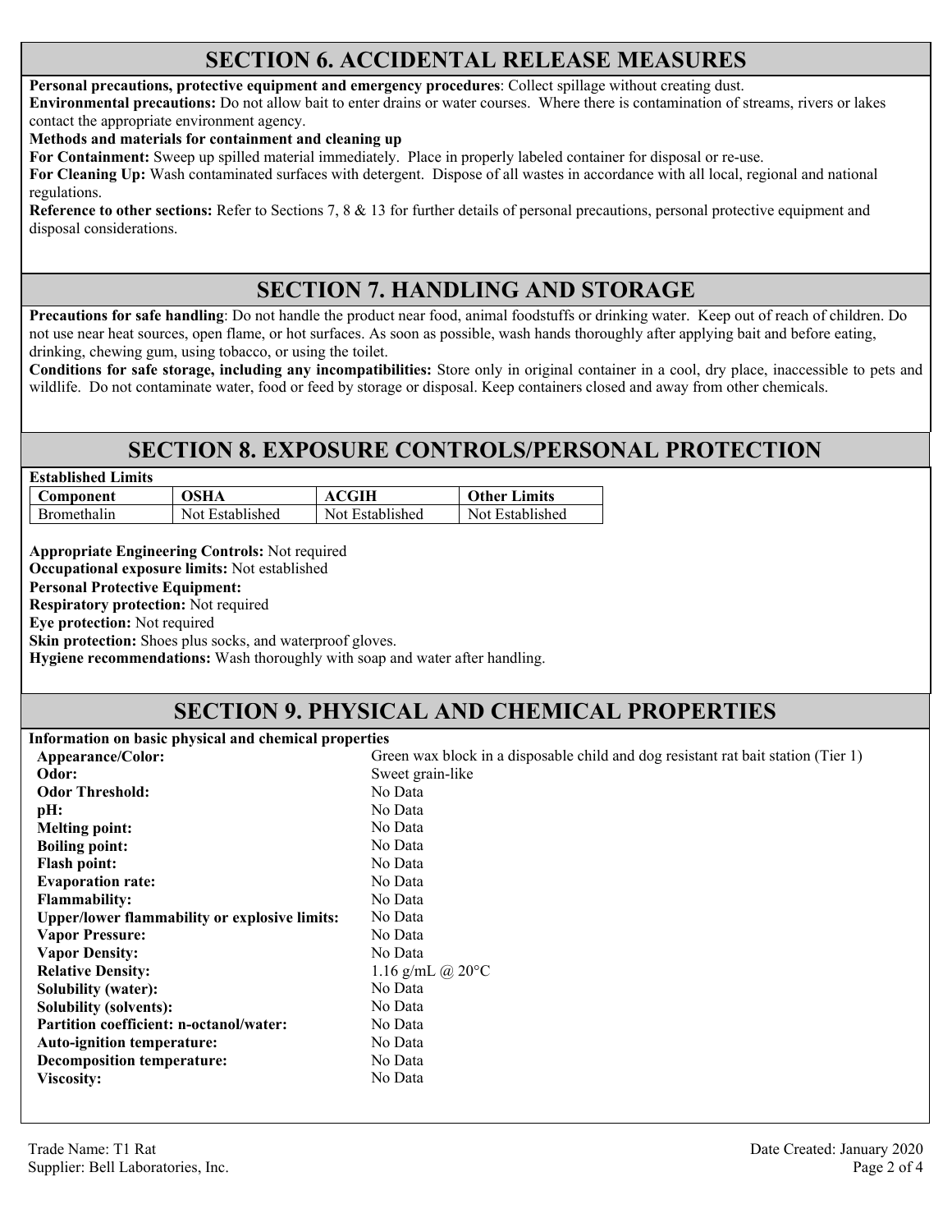## SECTION 6. ACCIDENTAL RELEASE MEASURES

**Personal precautions, protective equipment and emergency procedures**: Collect spillage without creating dust.

**Environmental precautions:** Do not allow bait to enter drains or water courses. Where there is contamination of streams, rivers or lakes contact the appropriate environment agency.

**Methods and materials for containment and cleaning up**

**For Containment:** Sweep up spilled material immediately. Place in properly labeled container for disposal or re-use.

**For Cleaning Up:** Wash contaminated surfaces with detergent. Dispose of all wastes in accordance with all local, regional and national regulations.

**Reference to other sections:** Refer to Sections 7, 8 & 13 for further details of personal precautions, personal protective equipment and disposal considerations.

## SECTION 7. HANDLING AND STORAGE

**Precautions for safe handling**: Do not handle the product near food, animal foodstuffs or drinking water. Keep out of reach of children. Do not use near heat sources, open flame, or hot surfaces. As soon as possible, wash hands thoroughly after applying bait and before eating, drinking, chewing gum, using tobacco, or using the toilet.

**Conditions for safe storage, including any incompatibilities:** Store only in original container in a cool, dry place, inaccessible to pets and wildlife. Do not contaminate water, food or feed by storage or disposal. Keep containers closed and away from other chemicals.

## SECTION 8. EXPOSURE CONTROLS/PERSONAL PROTECTION

**Established Limits**

| Component | OSHA | ACGIH | Other Limits |
|---|---|---|---|
| Bromethalin | Not Established | Not Established | Not Established |

**Appropriate Engineering Controls:** Not required

**Occupational exposure limits:** Not established

**Personal Protective Equipment:**

**Respiratory protection:** Not required

**Eye protection:** Not required

**Skin protection:** Shoes plus socks, and waterproof gloves.

**Hygiene recommendations:** Wash thoroughly with soap and water after handling.

## SECTION 9. PHYSICAL AND CHEMICAL PROPERTIES

**Information on basic physical and chemical properties**

| | |
|---|---|
| **Appearance/Color:** | Green wax block in a disposable child and dog resistant rat bait station (Tier 1) |
| **Odor:** | Sweet grain-like |
| **Odor Threshold:** | No Data |
| **pH:** | No Data |
| **Melting point:** | No Data |
| **Boiling point:** | No Data |
| **Flash point:** | No Data |
| **Evaporation rate:** | No Data |
| **Flammability:** | No Data |
| **Upper/lower flammability or explosive limits:** | No Data |
| **Vapor Pressure:** | No Data |
| **Vapor Density:** | No Data |
| **Relative Density:** | 1.16 g/mL @ 20°C |
| **Solubility (water):** | No Data |
| **Solubility (solvents):** | No Data |
| **Partition coefficient: n-octanol/water:** | No Data |
| **Auto-ignition temperature:** | No Data |
| **Decomposition temperature:** | No Data |
| **Viscosity:** | No Data |

Trade Name: T1 Rat
Supplier: Bell Laboratories, Inc.

Date Created: January 2020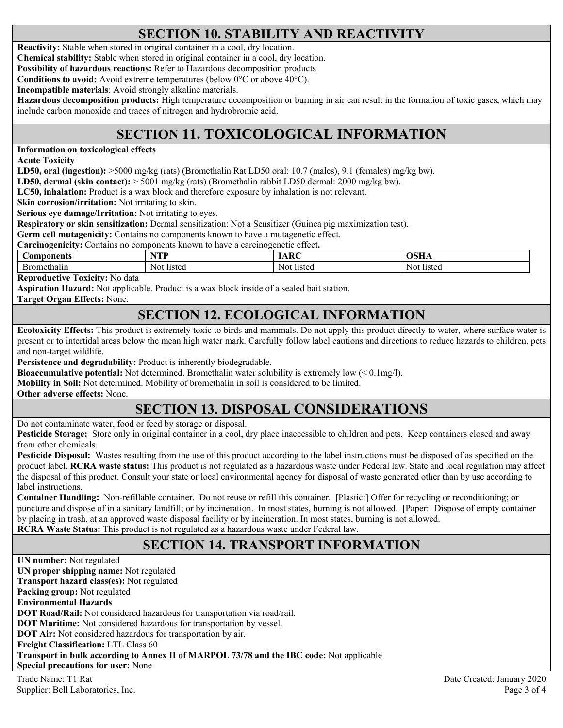## SECTION 10. STABILITY AND REACTIVITY

**Reactivity:** Stable when stored in original container in a cool, dry location.

**Chemical stability:** Stable when stored in original container in a cool, dry location.

**Possibility of hazardous reactions:** Refer to Hazardous decomposition products

**Conditions to avoid:** Avoid extreme temperatures (below 0°C or above 40°C).

**Incompatible materials**: Avoid strongly alkaline materials.

**Hazardous decomposition products:** High temperature decomposition or burning in air can result in the formation of toxic gases, which may include carbon monoxide and traces of nitrogen and hydrobromic acid.

## SECTION 11. TOXICOLOGICAL INFORMATION

**Information on toxicological effects**

**Acute Toxicity**

**LD50, oral (ingestion):** >5000 mg/kg (rats) (Bromethalin Rat LD50 oral: 10.7 (males), 9.1 (females) mg/kg bw).

**LD50, dermal (skin contact):** > 5001 mg/kg (rats) (Bromethalin rabbit LD50 dermal: 2000 mg/kg bw).

**LC50, inhalation:** Product is a wax block and therefore exposure by inhalation is not relevant.

**Skin corrosion/irritation:** Not irritating to skin.

**Serious eye damage/Irritation:** Not irritating to eyes.

**Respiratory or skin sensitization:** Dermal sensitization: Not a Sensitizer (Guinea pig maximization test).

**Germ cell mutagenicity:** Contains no components known to have a mutagenetic effect.

**Carcinogenicity:** Contains no components known to have a carcinogenetic effect**.**

| Components | NTP | IARC | OSHA |
|---|---|---|---|
| Bromethalin | Not listed | Not listed | Not listed |

**Reproductive Toxicity:** No data

**Aspiration Hazard:** Not applicable. Product is a wax block inside of a sealed bait station.

**Target Organ Effects:** None.

## SECTION 12. ECOLOGICAL INFORMATION

**Ecotoxicity Effects:** This product is extremely toxic to birds and mammals. Do not apply this product directly to water, where surface water is present or to intertidal areas below the mean high water mark. Carefully follow label cautions and directions to reduce hazards to children, pets and non-target wildlife.

**Persistence and degradability:** Product is inherently biodegradable.

**Bioaccumulative potential:** Not determined. Bromethalin water solubility is extremely low (< 0.1mg/l).

**Mobility in Soil:** Not determined. Mobility of bromethalin in soil is considered to be limited.

**Other adverse effects:** None.

## SECTION 13. DISPOSAL CONSIDERATIONS

Do not contaminate water, food or feed by storage or disposal.

**Pesticide Storage:** Store only in original container in a cool, dry place inaccessible to children and pets. Keep containers closed and away from other chemicals.

**Pesticide Disposal:** Wastes resulting from the use of this product according to the label instructions must be disposed of as specified on the product label. **RCRA waste status:** This product is not regulated as a hazardous waste under Federal law. State and local regulation may affect the disposal of this product. Consult your state or local environmental agency for disposal of waste generated other than by use according to label instructions.

**Container Handling:** Non-refillable container. Do not reuse or refill this container. [Plastic:] Offer for recycling or reconditioning; or puncture and dispose of in a sanitary landfill; or by incineration. In most states, burning is not allowed. [Paper:] Dispose of empty container by placing in trash, at an approved waste disposal facility or by incineration. In most states, burning is not allowed.

**RCRA Waste Status:** This product is not regulated as a hazardous waste under Federal law.

## SECTION 14. TRANSPORT INFORMATION

**UN number:** Not regulated

**UN proper shipping name:** Not regulated

**Transport hazard class(es):** Not regulated

**Packing group:** Not regulated

**Environmental Hazards**

**DOT Road/Rail:** Not considered hazardous for transportation via road/rail.

**DOT Maritime:** Not considered hazardous for transportation by vessel.

**DOT Air:** Not considered hazardous for transportation by air.

**Freight Classification:** LTL Class 60

**Transport in bulk according to Annex II of MARPOL 73/78 and the IBC code:** Not applicable

**Special precautions for user:** None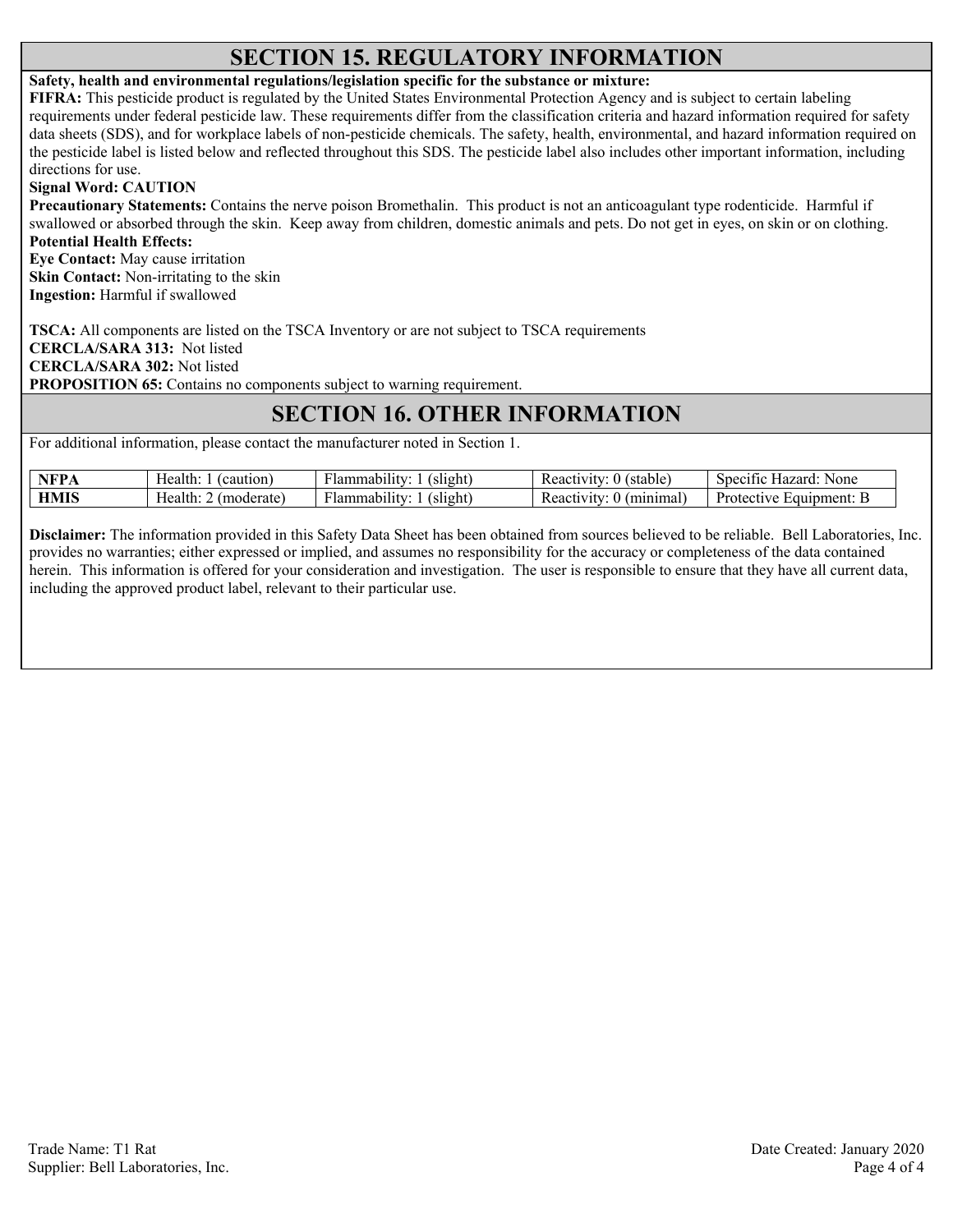## SECTION 15. REGULATORY INFORMATION

**Safety, health and environmental regulations/legislation specific for the substance or mixture:**

**FIFRA:** This pesticide product is regulated by the United States Environmental Protection Agency and is subject to certain labeling requirements under federal pesticide law. These requirements differ from the classification criteria and hazard information required for safety data sheets (SDS), and for workplace labels of non-pesticide chemicals. The safety, health, environmental, and hazard information required on the pesticide label is listed below and reflected throughout this SDS. The pesticide label also includes other important information, including directions for use.

**Signal Word: CAUTION**

**Precautionary Statements:** Contains the nerve poison Bromethalin. This product is not an anticoagulant type rodenticide. Harmful if swallowed or absorbed through the skin. Keep away from children, domestic animals and pets. Do not get in eyes, on skin or on clothing.

**Potential Health Effects:**

**Eye Contact:** May cause irritation

**Skin Contact:** Non-irritating to the skin

**Ingestion:** Harmful if swallowed

**TSCA:** All components are listed on the TSCA Inventory or are not subject to TSCA requirements

**CERCLA/SARA 313:** Not listed

**CERCLA/SARA 302:** Not listed

**PROPOSITION 65:** Contains no components subject to warning requirement.

## SECTION 16. OTHER INFORMATION

For additional information, please contact the manufacturer noted in Section 1.

| | | | | |
|---|---|---|---|---|
| **NFPA** | Health: 1 (caution) | Flammability: 1 (slight) | Reactivity: 0 (stable) | Specific Hazard: None |
| **HMIS** | Health: 2 (moderate) | Flammability: 1 (slight) | Reactivity: 0 (minimal) | Protective Equipment: B |

**Disclaimer:** The information provided in this Safety Data Sheet has been obtained from sources believed to be reliable. Bell Laboratories, Inc. provides no warranties; either expressed or implied, and assumes no responsibility for the accuracy or completeness of the data contained herein. This information is offered for your consideration and investigation. The user is responsible to ensure that they have all current data, including the approved product label, relevant to their particular use.